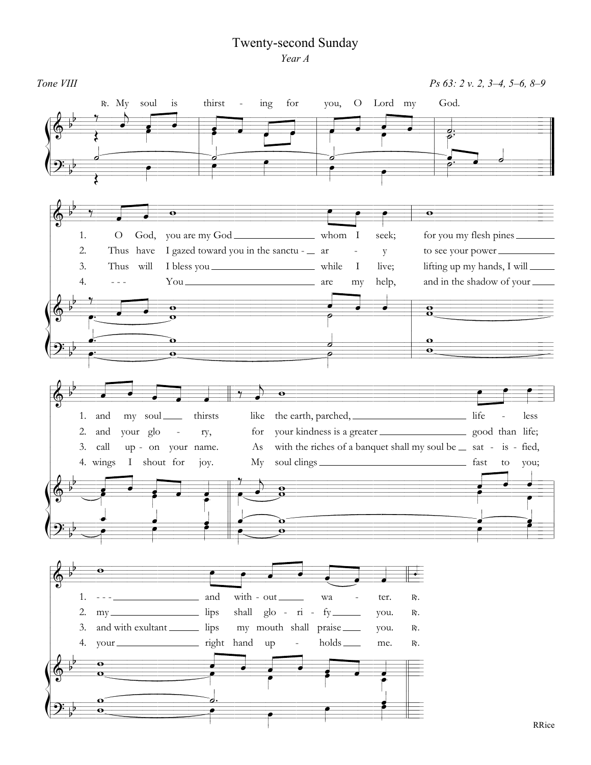# Twenty-second Sunday

*Year A*

*Tone VIII* — *Ps 63: 2 v. 2, 3–4, 5–6, 8–9*

℞. My soul is thirsting for you, O Lord my God.

1. O God, you are my God whom I seek; for you my flesh pines and my soul thirsts like the earth, parched, lifeless and without water. ℞.

2. Thus have I gazed toward you in the sanctuary to see your power and your glory, for your kindness is a greater good than life; my lips shall glorify you. ℞.

3. Thus will I bless you while I live; lifting up my hands, I will call upon your name. As with the riches of a banquet shall my soul be satisfied, and with exultant lips my mouth shall praise you. ℞.

4. You are my help, and in the shadow of your wings I shout for joy. My soul clings fast to you; your right hand upholds me. ℞.

RRice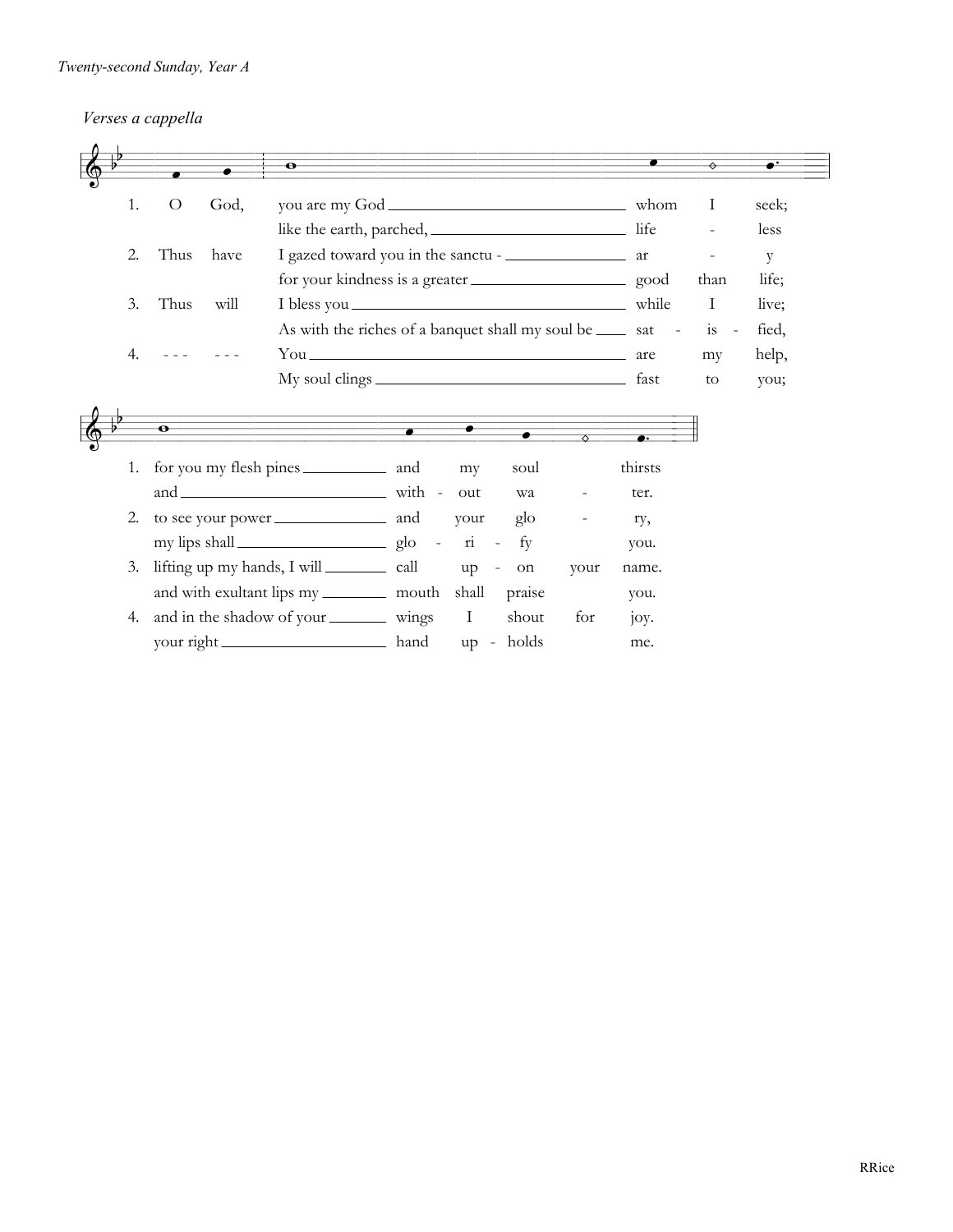*Verses a cappella*

1. O God, you are my God _______ whom I seek;
   like the earth, parched, _______ life - less
2. Thus have I gazed toward you in the sanctu - _______ ar - y
   for your kindness is a greater _______ good than life;
3. Thus will I bless you _______ while I live;
   As with the riches of a banquet shall my soul be ____ sat - is - fied,
4. - - - - - - You _______ are my help,
   My soul clings _______ fast to you;

1. for you my flesh pines _______ and my soul thirsts
   and _______ with - out wa - ter.
2. to see your power _______ and your glo - ry,
   my lips shall _______ glo - ri - fy you.
3. lifting up my hands, I will _______ call up - on your name.
   and with exultant lips my _______ mouth shall praise you.
4. and in the shadow of your _______ wings I shout for joy.
   your right _______ hand up - holds me.

RRice